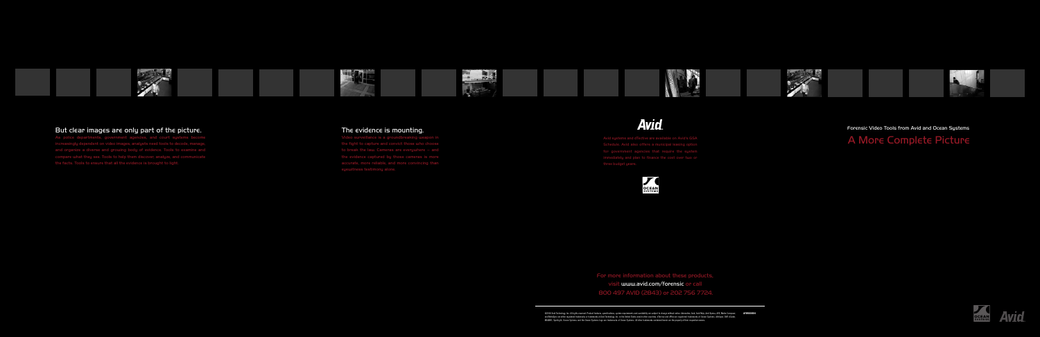## But clear images are only part of the picture.

As police departments, government agencies, and court systems become increasingly dependent on video images, analysts need tools to decode, manage, and organize a diverse and growing body of evidence. Tools to examine and compare what they see. Tools to help them discover, analyze, and communicate the facts. Tools to ensure that all the evidence is brought to light.

## The evidence is mounting.

Video surveillance is a groundbreaking weapon in the fight to capture and convict those who choose to break the law. Cameras are everywhere — and the evidence captured by those cameras is more accurate, more reliable, and more convincing than eyewitness testimony alone.

Avid

Avid systems and effects are available on Avid's GSA Schedule. Avid also offers a municipal leasing option for government agencies that require the system immediately and plan to finance the cost over two or three budget years.

OCEAN SYSTEMS

For more information about these products, visit www.avid.com/forensic or call 800 497 AVID (2843) or 202 756 7724.

©2003 Avid Technology, Inc. All rights reserved. Product features, specifications, system requirements and availability are subject to change without notice. Avid, Avid Xpress, DS, Media Composer and Media Composer are either registered trademarks or trademarks of Avid Technology, Inc. in the United States and/or other countries. dTective and dTective are registered trademarks of Ocean Systems. All other trademarks contained herein are the property of their respective owners.

Forensic Video Tools from Avid and Ocean Systems

# A More Complete Picture

OCEAN SYSTEMS Avid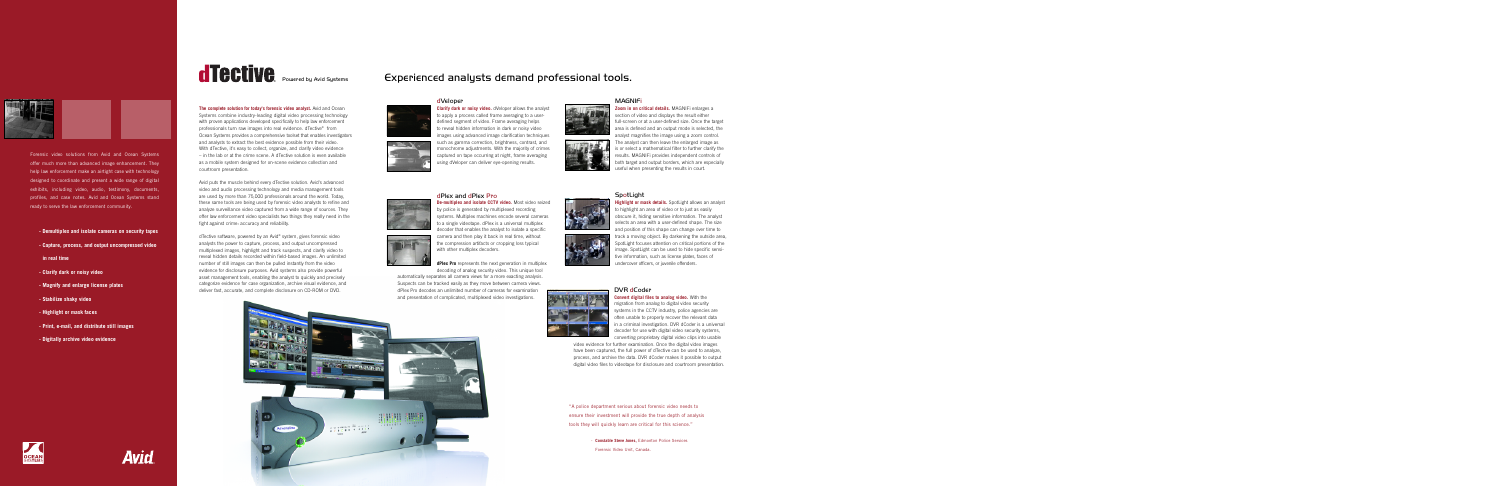Forensic video solutions from Avid and Ocean Systems offer much more than advanced image enhancement. They help law enforcement make an airtight case with technology designed to coordinate and present a wide range of digital exhibits, including video, audio, testimony, documents, profiles, and case notes. Avid and Ocean Systems stand ready to serve the law enforcement community.

- Demultiplex and isolate cameras on security tapes
- Capture, process, and output uncompressed video in real time
- Clarify dark or noisy video
- Magnify and enlarge license plates
- Stabilize shaky video
- Highlight or mask faces
- Print, e-mail, and distribute still images
- Digitally archive video evidence

# dTective Powered by Avid Systems

**The complete solution for today's forensic video analyst.** Avid and Ocean Systems combine industry-leading digital video processing technology with proven applications developed specifically to help law enforcement professionals turn raw images into real evidence. dTective™ from Ocean Systems provides a comprehensive toolset that enables investigators and analysts to extract the best evidence possible from their video. With dTective, it's easy to collect, organize, and clarify video evidence – in the lab or at the crime scene. A dTective solution is even available as a mobile system designed for on-scene evidence collection and courtroom presentation.

Avid puts the muscle behind every dTective solution. Avid's advanced video and audio processing technology and media management tools are used by more than 75,000 professionals around the world. Today, these same tools are being used by forensic video analysts to refine and analyze surveillance video captured from a wide range of sources. They offer law enforcement video specialists two things they really need in the fight against crime: accuracy and reliability.

dTective software, powered by an Avid® system, gives forensic video analysts the power to capture, process, and output uncompressed multiplexed images, highlight and track suspects, and clarify video to reveal hidden details recorded within field-based images. An unlimited number of still images can then be pulled instantly from the video evidence for disclosure purposes. Avid systems also provide powerful asset management tools, enabling the analyst to quickly and precisely categorize evidence for case organization, archive visual evidence, and deliver fast, accurate, and complete disclosure on CD-ROM or DVD.

## Experienced analysts demand professional tools.

### dVeloper

**Clarify dark or noisy video.** dVeloper allows the analyst to apply a process called frame averaging to a user-defined segment of video. Frame averaging helps to reveal hidden information in dark or noisy video images using advanced image clarification techniques such as gamma correction, brightness, contrast, and monochrome adjustments. With the majority of crimes captured on tape occurring at night, frame averaging using dVeloper can deliver eye-opening results.

### dPlex and dPlex Pro

**De-multiplex and isolate CCTV video.** Most video seized by police is generated by multiplexed recording systems. Multiplex machines encode several cameras to a single videotape. dPlex is a universal multiplex decoder that enables the analyst to isolate a specific camera and then play it back in real time, without the compression artifacts or cropping loss typical with other multiplex decoders.

**dPlex Pro** represents the next generation in multiplex decoding of analog security video. This unique tool automatically separates all camera views for a more exacting analysis. Suspects can be tracked easily as they move between camera views. dPlex Pro decodes an unlimited number of cameras for examination and presentation of complicated, multiplexed video investigations.

### MAGNIFi

**Zoom in on critical details.** MAGNIFi enlarges a section of video and displays the result either full-screen or at a user-defined size. Once the target area is defined and an output mode is selected, the analyst magnifies the image using a zoom control. The analyst can then leave the enlarged image as is or select a mathematical filter to further clarify the results. MAGNIFi provides independent controls of both target and output borders, which are especially useful when presenting the results in court.

### SpotLight

**Highlight or mask details.** SpotLight allows an analyst to highlight an area of video or to just as easily obscure it, hiding sensitive information. The analyst selects an area with a user-defined shape. The size and position of this shape can change over time to track a moving object. By darkening the outside area, SpotLight focuses attention on critical portions of the image. SpotLight can be used to hide specific sensitive information, such as license plates, faces of undercover officers, or juvenile offenders.

### DVR dCoder

**Convert digital files to analog video.** With the migration from analog to digital video security systems in the CCTV industry, police agencies are often unable to properly recover the relevant data in a criminal investigation. DVR dCoder is a universal decoder for use with digital video security systems, converting proprietary digital video clips into usable video evidence for further examination. Once the digital video images have been captured, the full power of dTective can be used to analyze, process, and archive the data. DVR dCoder makes it possible to output digital video files to videotape for disclosure and courtroom presentation.

"A police department serious about forensic video needs to ensure their investment will provide the true depth of analysis tools they will quickly learn are critical for this science."

– **Constable Steve Ianni,** Edmonton Police Services
Forensic Video Unit, Canada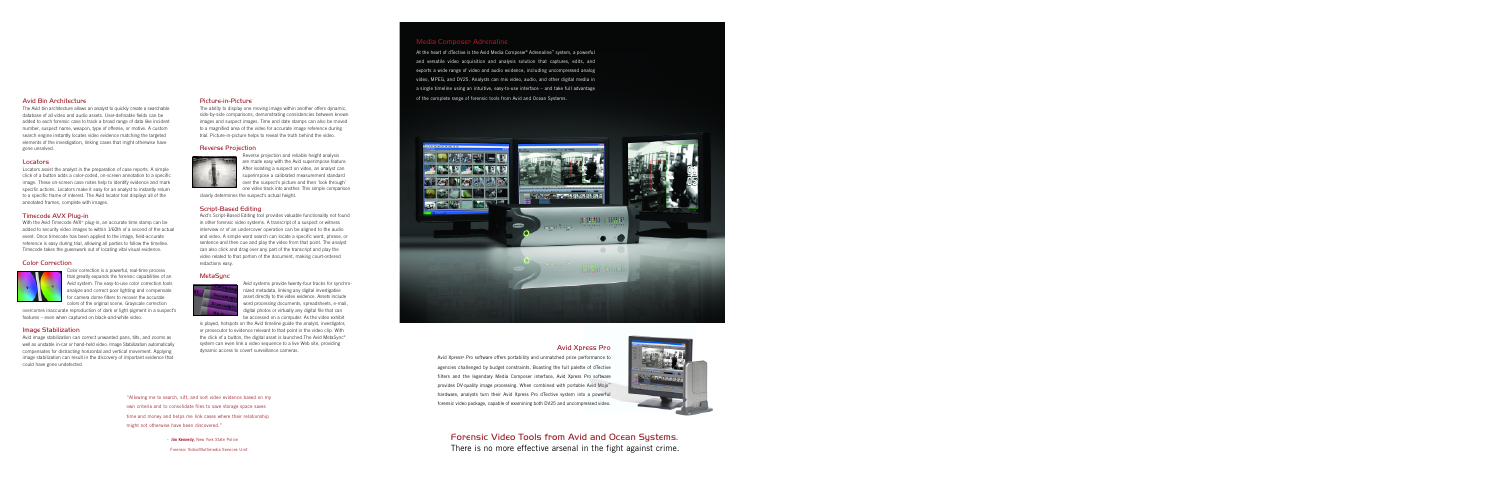## Avid Bin Architecture

The Avid bin architecture allows an analyst to quickly create a searchable database of all video and audio assets. User-definable fields can be added to each forensic case to track a broad range of data like incident number, suspect names, weapon, type of offense, or motive. A custom search engine instantly locates video evidence matching the targeted elements of the investigation, linking cases that might otherwise have gone unsolved.

## Locators

Locators assist the analyst in the preparation of case reports. A simple click of a button adds a color-coded, on-screen annotation to a specific image. These on-screen case notes help to identify evidence and mark specific actions. Locators make it easy for an analyst to instantly return to a specific frame of interest. The Avid locator tool displays all of the annotated frames, complete with images.

## Timecode AVX Plug-in

With the Avid Timecode AVX® plug-in, an accurate time stamp can be added to security video images to within 1/60th of a second of the actual event. Once timecode has been applied to the image, field-accurate reference is easy during trial, allowing all parties to follow the timeline. Timecode takes the guesswork out of locating vital visual evidence.

## Color Correction

Color correction is a powerful, real-time process that greatly expands the forensic capabilities of an Avid system. The easy-to-use color correction tools analyze and correct poor lighting and compensate for camera dome filters to recover the accurate colors of the original scene. Grayscale correction overcomes inaccurate reproduction of dark or light pigment in a suspect's features – even when captured on black-and-white video.

## Image Stabilization

Avid image stabilization can correct unwanted pans, tilts, and zooms as well as unstable in-car or hand-held video. Image Stabilization automatically compensates for distracting horizontal and vertical movement. Applying image stabilization can result in the discovery of important evidence that could have gone undetected.

## Picture-in-Picture

The ability to display one moving image within another offers dynamic, side-by-side comparisons, demonstrating consistencies between known images and suspect images. Time and date stamps can also be moved to a magnified area of the video for accurate image reference during trial. Picture-in-picture helps to reveal the truth behind the video.

## Reverse Projection

Reverse projection and reliable height analysis are made easy with the Avid superimpose feature. After isolating a suspect on video, an analyst can superimpose a calibrated measurement standard over the suspect's picture and then 'look through' one video track into another. This simple comparison clearly determines the suspect's actual height.

## Script-Based Editing

Avid's Script-Based Editing tool provides valuable functionality not found in other forensic video systems. A transcript of a suspect or witness interview or of an undercover operation can be aligned to the audio and video. A simple word search can locate a specific word, phrase, or sentence and then cue and play the video from that point. The analyst can also click and drag over any part of the transcript and play the video related to that portion of the document, making court-ordered redactions easy.

## MetaSync

Avid systems provide twenty-four tracks for synchronized metadata, linking any digital investigative asset directly to the video evidence. Assets include word-processing documents, spreadsheets, e-mail, digital photos or virtually any digital file that can be accessed on a computer. As the video exhibit is played, hotspots on the Avid timeline guide the analyst, investigator, or prosecutor to evidence relevant to that point in the video clip. With the click of a button, the digital asset is launched. The Avid MetaSync® system can even link a video sequence to a live Web site, providing dynamic access to covert surveillance cameras.

"Allowing me to search, sift, and sort video evidence based on my own criteria and to consolidate files to save storage space saves time and money and helps me link cases where their relationship might not otherwise have been discovered."

– **Jim Kennedy**, New York State Police
Forensic Video/Multimedia Services Unit

## Media Composer Adrenaline

At the heart of dTective is the Avid Media Composer® Adrenaline™ system, a powerful and versatile video acquisition and analysis solution that captures, edits, and exports a wide range of video and audio evidence, including uncompressed analog video, MPEG, and DV25. Analysts can mix video, audio, and other digital media in a single timeline using an intuitive, easy-to-use interface – and take full advantage of the complete range of forensic tools from Avid and Ocean Systems.

## Avid Xpress Pro

Avid Xpress Pro software offers portability and unmatched price performance to agencies challenged by budget constraints. Boasting the full palette of dTective filters and the legendary Media Composer interface, Avid Xpress Pro software provides DV-quality image processing. When combined with portable Avid Mojo™ hardware, analysts turn their Avid Xpress Pro dTective system into a powerful forensic video package, capable of examining both DV25 and uncompressed video.

**Forensic Video Tools from Avid and Ocean Systems.**
There is no more effective arsenal in the fight against crime.